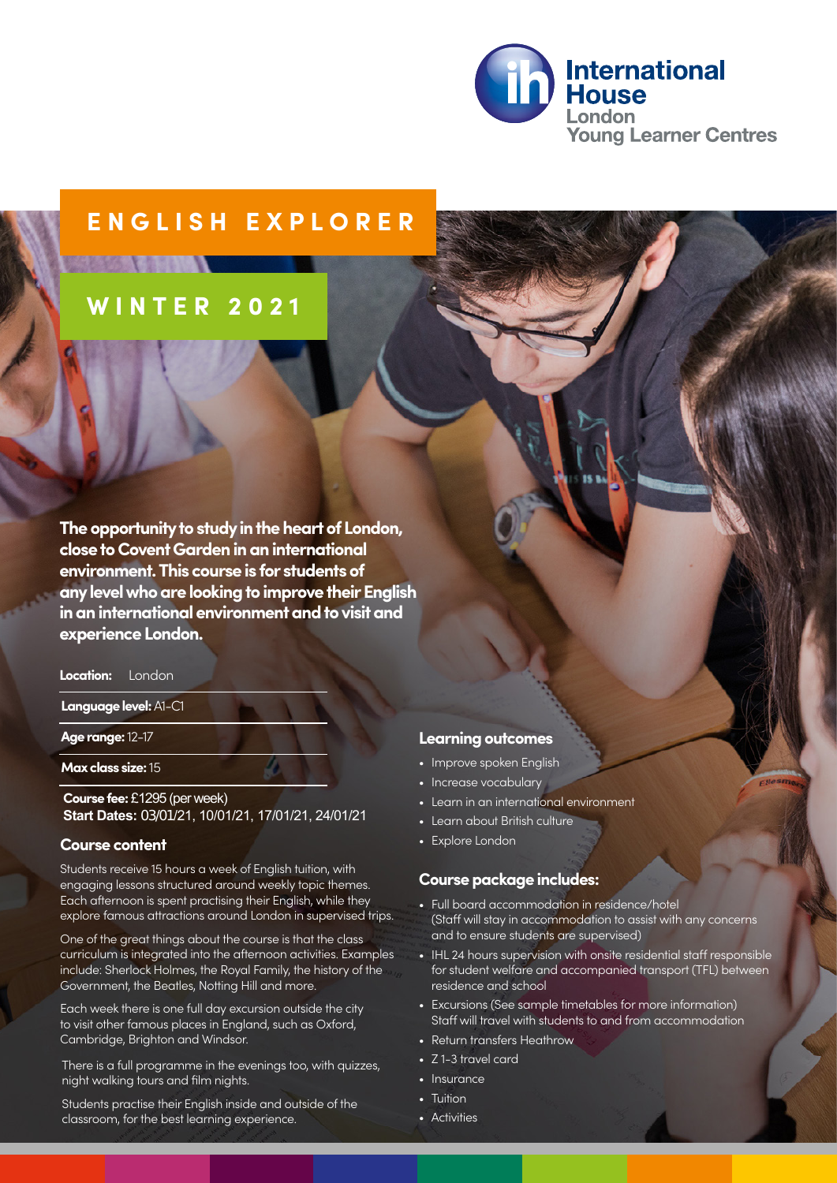International House London Young Learner Centres

# ENGLISH EXPLORER

## WINTER 2021

**The opportunity to study in the heart of London, close to Covent Garden in an international environment. This course is for students of any level who are looking to improve their English in an international environment and to visit and experience London.**

**Location:** London

**Language level:** A1-C1

**Age range:** 12-17

**Max class size:** 15

**Course fee:** £1295 (per week)
**Start Dates:** 03/01/21, 10/01/21, 17/01/21, 24/01/21

### Course content

Students receive 15 hours a week of English tuition, with engaging lessons structured around weekly topic themes. Each afternoon is spent practising their English, while they explore famous attractions around London in supervised trips.

One of the great things about the course is that the class curriculum is integrated into the afternoon activities. Examples include: Sherlock Holmes, the Royal Family, the history of the Government, the Beatles, Notting Hill and more.

Each week there is one full day excursion outside the city to visit other famous places in England, such as Oxford, Cambridge, Brighton and Windsor.

There is a full programme in the evenings too, with quizzes, night walking tours and film nights.

Students practise their English inside and outside of the classroom, for the best learning experience.

### Learning outcomes

- Improve spoken English
- Increase vocabulary
- Learn in an international environment
- Learn about British culture
- Explore London

### Course package includes:

- Full board accommodation in residence/hotel (Staff will stay in accommodation to assist with any concerns and to ensure students are supervised)
- IHL 24 hours supervision with onsite residential staff responsible for student welfare and accompanied transport (TFL) between residence and school
- Excursions (See sample timetables for more information) Staff will travel with students to and from accommodation
- Return transfers Heathrow
- Z 1-3 travel card
- Insurance
- Tuition
- Activities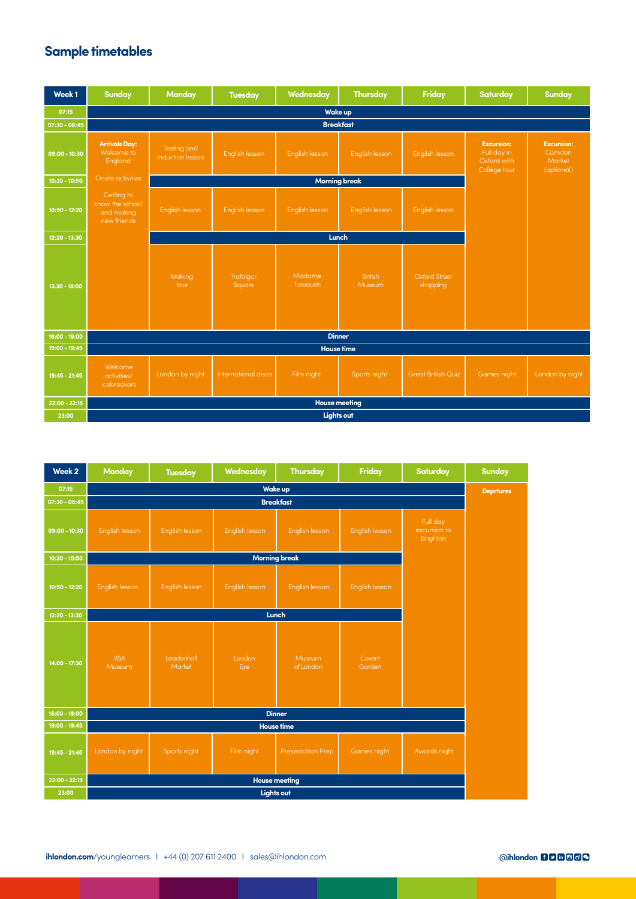## Sample timetables

| Week 1 | Sunday | Monday | Tuesday | Wednesday | Thursday | Friday | Saturday | Sunday |
|---|---|---|---|---|---|---|---|---|
| 07:15 | Wake up | | | | | | | |
| 07:30 – 08:45 | Breakfast | | | | | | | |
| 09:00 – 10:30 | **Arrivals Day:** Welcome to England | Testing and Induction lesson | English lesson | English lesson | English lesson | English lesson | **Excursion:** Full day in Oxford with College tour | **Excursion:** Camden Market (optional) |
| 10:30 – 10:50 | Onsite activities | Morning break | | | | | | |
| 10:50 – 12:20 | Getting to know the school and making new friends | English lesson | English lesson | English lesson | English lesson | English lesson | | |
| 12:20 – 13:30 | | Lunch | | | | | | |
| 13.30 – 18:00 | | Walking tour | Trafalgar Square | Madame Tussauds | British Museum | Oxford Street shopping | | |
| 18:00 – 19:00 | Dinner | | | | | | | |
| 19:00 – 19:45 | House time | | | | | | | |
| 19:45 – 21:45 | Welcome activities/ icebreakers | London by night | International disco | Film night | Sports night | Great British Quiz | Games night | London by night |
| 22:00 – 22:15 | House meeting | | | | | | | |
| 23:00 | Lights out | | | | | | | |

| Week 2 | Monday | Tuesday | Wednesday | Thursday | Friday | Saturday | Sunday |
|---|---|---|---|---|---|---|---|
| 07:15 | Wake up | | | | | | Deprtures |
| 07:30 – 08:45 | Breakfast | | | | | | |
| 09:00 – 10:30 | English lesson | English lesson | English lesson | English lesson | English lesson | Full day excursion to Brighton | |
| 10:30 – 10:50 | Morning break | | | | | | |
| 10:50 – 12:20 | English lesson | English lesson | English lesson | English lesson | English lesson | | |
| 12:20 – 13:30 | Lunch | | | | | | |
| 14.00 – 17:30 | V&A Museum | Leadenhall Market | London Eye | Museum of London | Covent Garden | | |
| 18:00 – 19:00 | Dinner | | | | | | |
| 19:00 – 19:45 | House time | | | | | | |
| 19:45 – 21:45 | London by night | Sports night | Film night | Presentation Prep | Games night | Awards night | |
| 22:00 – 22:15 | House meeting | | | | | | |
| 23:00 | Lights out | | | | | | |

**ihlondon.com**/younglearners | +44 (0) 207 611 2400 | sales@ihlondon.com

**@ihlondon**